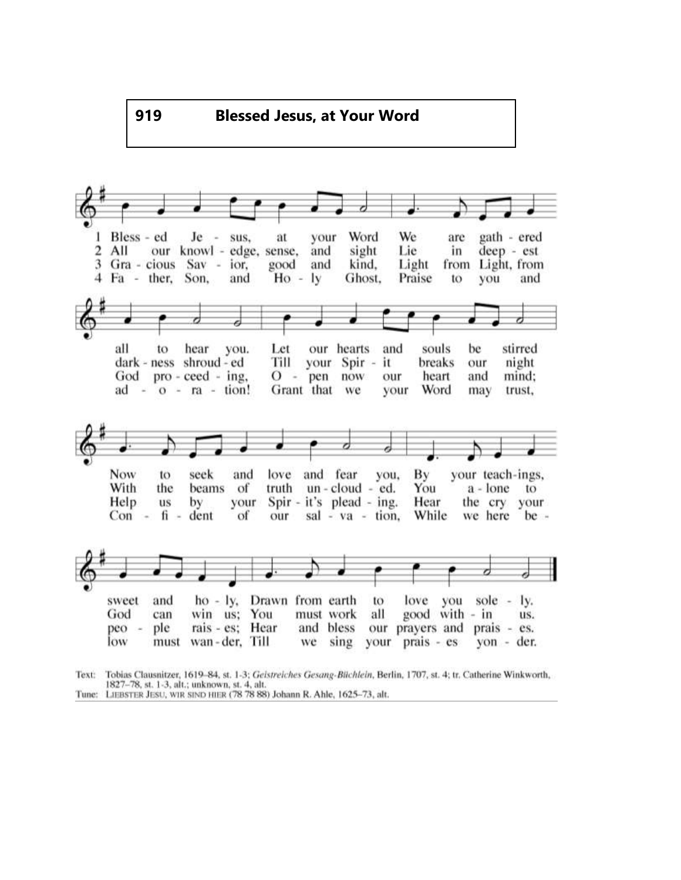# 919 Blessed Jesus, at Your Word

1 Bless - ed Je - sus, at your Word We are gath - ered all to hear you. Let our hearts and souls be stirred Now to seek and love and fear you, By your teach-ings, sweet and ho - ly, Drawn from earth to love you sole - ly.

2 All our knowl - edge, sense, and sight Lie in deep - est dark - ness shroud - ed Till your Spir - it breaks our night With the beams of truth un - cloud - ed. You a - lone to God can win us; You must work all good with - in us.

3 Gra - cious Sav - ior, good and kind, Light from Light, from God pro - ceed - ing, O - pen now our heart and mind; Help us by your Spir - it's plead - ing. Hear the cry your peo - ple rais - es; Hear and bless our prayers and prais - es.

4 Fa - ther, Son, and Ho - ly Ghost, Praise to you and ad - o - ra - tion! Grant that we your Word may trust, Con - fi - dent of our sal - va - tion, While we here be - low must wan - der, Till we sing your prais - es yon - der.

Text: Tobias Clausnitzer, 1619–84, st. 1-3; *Geistreiches Gesang-Büchlein*, Berlin, 1707, st. 4; tr. Catherine Winkworth, 1827–78, st. 1-3, alt.; unknown, st. 4, alt.
Tune: LIEBSTER JESU, WIR SIND HIER (78 78 88) Johann R. Ahle, 1625–73, alt.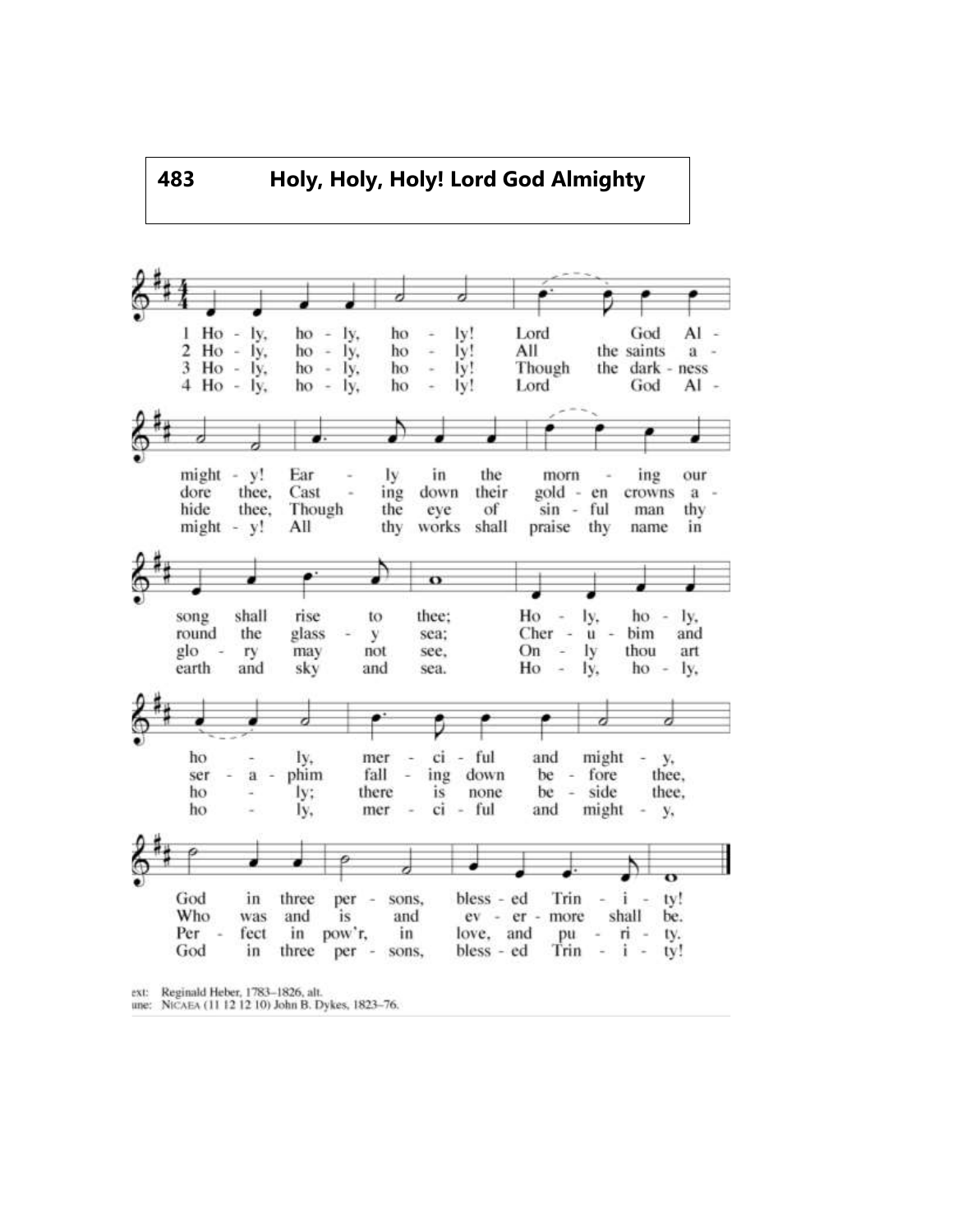# 483 Holy, Holy, Holy! Lord God Almighty

1 Holy, holy, holy! Lord God Almighty! Early in the morning our song shall rise to thee; Holy, holy, merciful and mighty, God in three persons, blessed Trinity!

2 Holy, holy, holy! All the saints adore thee, Casting down their golden crowns around the glassy sea; Cherubim and seraphim falling down before thee, Who was and is and evermore shall be.

3 Holy, holy, holy! Though the darkness hide thee, Though the eye of sinful man thy glory may not see, Only thou art holy; there is none beside thee, Perfect in pow'r, in love, and purity.

4 Holy, holy, holy! Lord God Almighty! All thy works shall praise thy name in earth and sky and sea. Holy, holy, merciful and mighty, God in three persons, blessed Trinity!

ext: Reginald Heber, 1783–1826, alt.
une: NICAEA (11 12 12 10) John B. Dykes, 1823–76.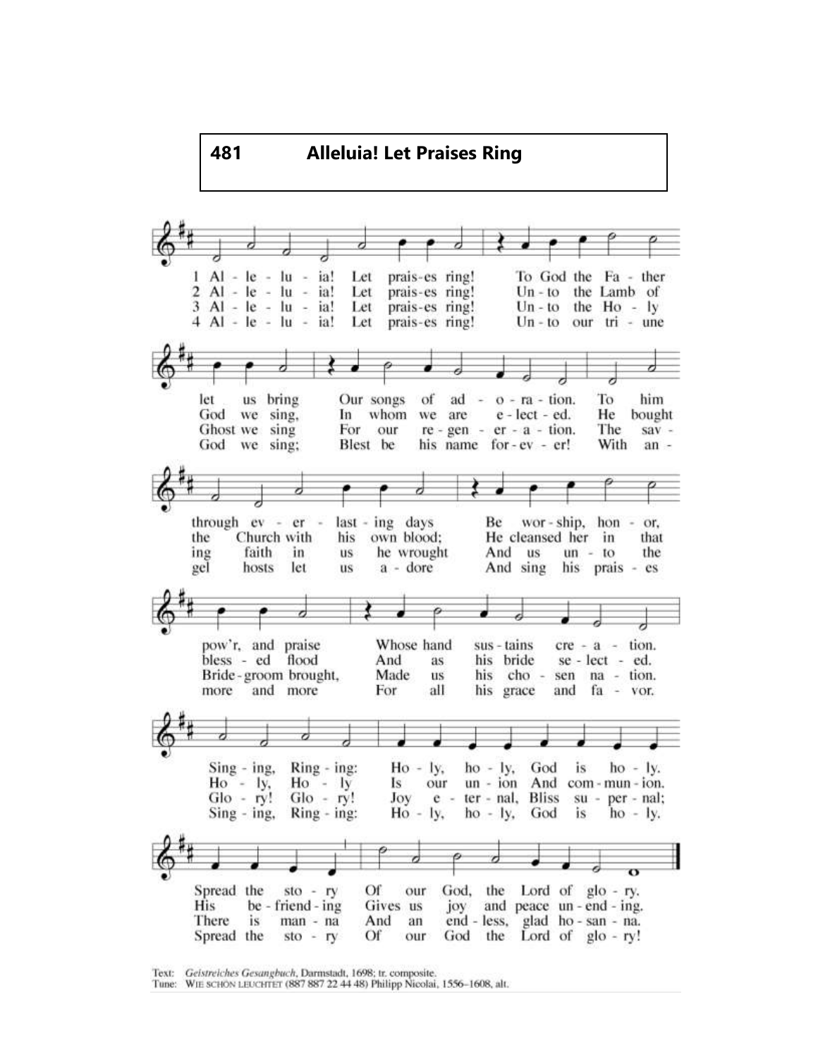## 481 Alleluia! Let Praises Ring

1 Al - le - lu - ia! Let prais-es ring! To God the Fa - ther let us bring Our songs of ad - o - ra - tion. To him through ev - er - last - ing days Be wor - ship, hon - or, pow'r, and praise Whose hand sus - tains cre - a - tion. Sing - ing, Ring - ing: Ho - ly, ho - ly, God is ho - ly. Spread the sto - ry Of our God, the Lord of glo - ry.

2 Al - le - lu - ia! Let prais-es ring! Un - to the Lamb of God we sing, In whom we are e - lect - ed. He bought the Church with his own blood; He cleansed her in that bless - ed flood And as his bride se - lect - ed. Ho - ly, Ho - ly Is our un - ion And com - mun - ion. His be - friend - ing Gives us joy and peace un - end - ing.

3 Al - le - lu - ia! Let prais-es ring! Un - to the Ho - ly Ghost we sing For our re - gen - er - a - tion. The sav - ing faith in us he wrought And us un - to the Bride - groom brought, Made us his cho - sen na - tion. Glo - ry! Glo - ry! Joy e - ter - nal, Bliss su - per - nal; There is man - na And an end - less, glad ho - san - na.

4 Al - le - lu - ia! Let prais-es ring! Un - to our tri - une God we sing; Blest be his name for - ev - er! With an - gel hosts let us a - dore And sing his prais - es more and more For all his grace and fa - vor. Sing - ing, Ring - ing: Ho - ly, ho - ly, God is ho - ly. Spread the sto - ry Of our God the Lord of glo - ry!

Text: *Geistreiches Gesangbuch*, Darmstadt, 1698; tr. composite.
Tune: WIE SCHÖN LEUCHTET (887 887 22 44 48) Philipp Nicolai, 1556–1608, alt.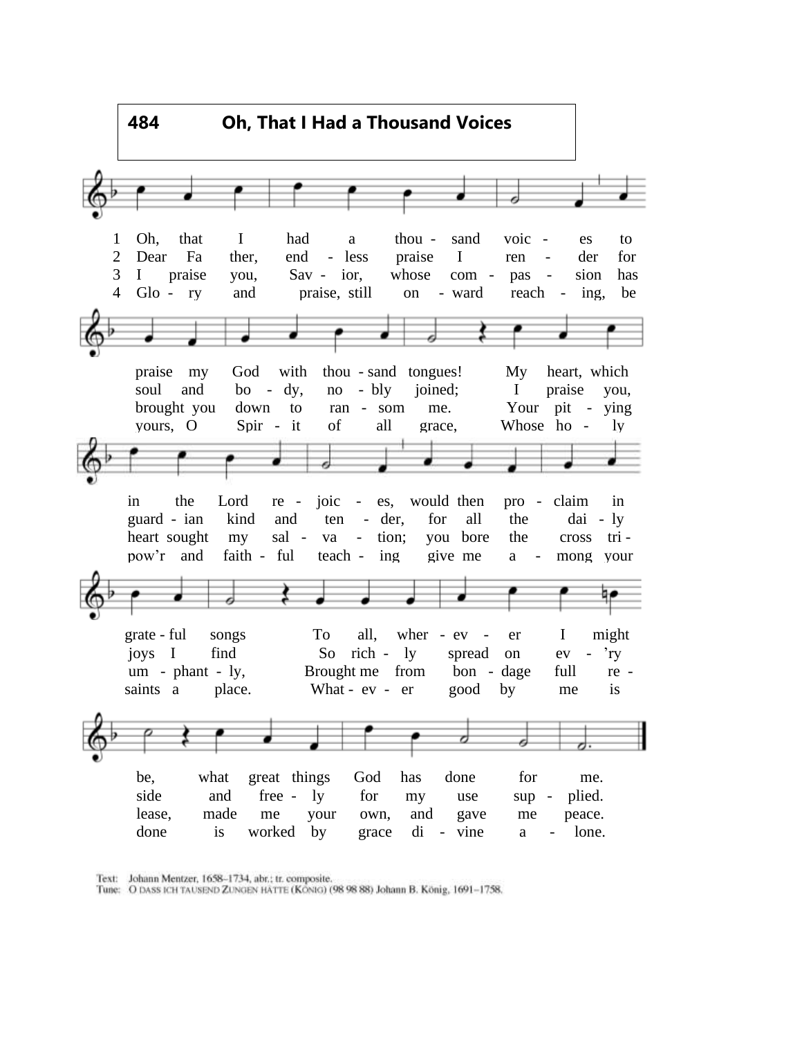## 484 Oh, That I Had a Thousand Voices

1. Oh, that I had a thousand voices to praise my God with thousand tongues! My heart, which in the Lord rejoices, would then proclaim in grateful songs To all, wherever I might be, what great things God has done for me.

2. Dear Father, endless praise I render for soul and body, nobly joined; I praise you, guardian kind and tender, for all the daily joys I find So richly spread on ev'ry side and freely for my use supplied.

3. I praise you, Savior, whose compassion has brought you down to ransom me. Your pitying heart sought my salvation; you bore the cross triumphantly, Brought me from bondage full release, made me your own, and gave me peace.

4. Glory and praise, still onward reaching, be yours, O Spirit of all grace, Whose holy pow'r and faithful teaching give me among your saints a place. Whatever good by me is done is worked by grace divine alone.

Text: Johann Mentzer, 1658–1734, abr.; tr. composite.
Tune: O DASS ICH TAUSEND ZUNGEN HÄTTE (KÖNIG) (98 98 88) Johann B. König, 1691–1758.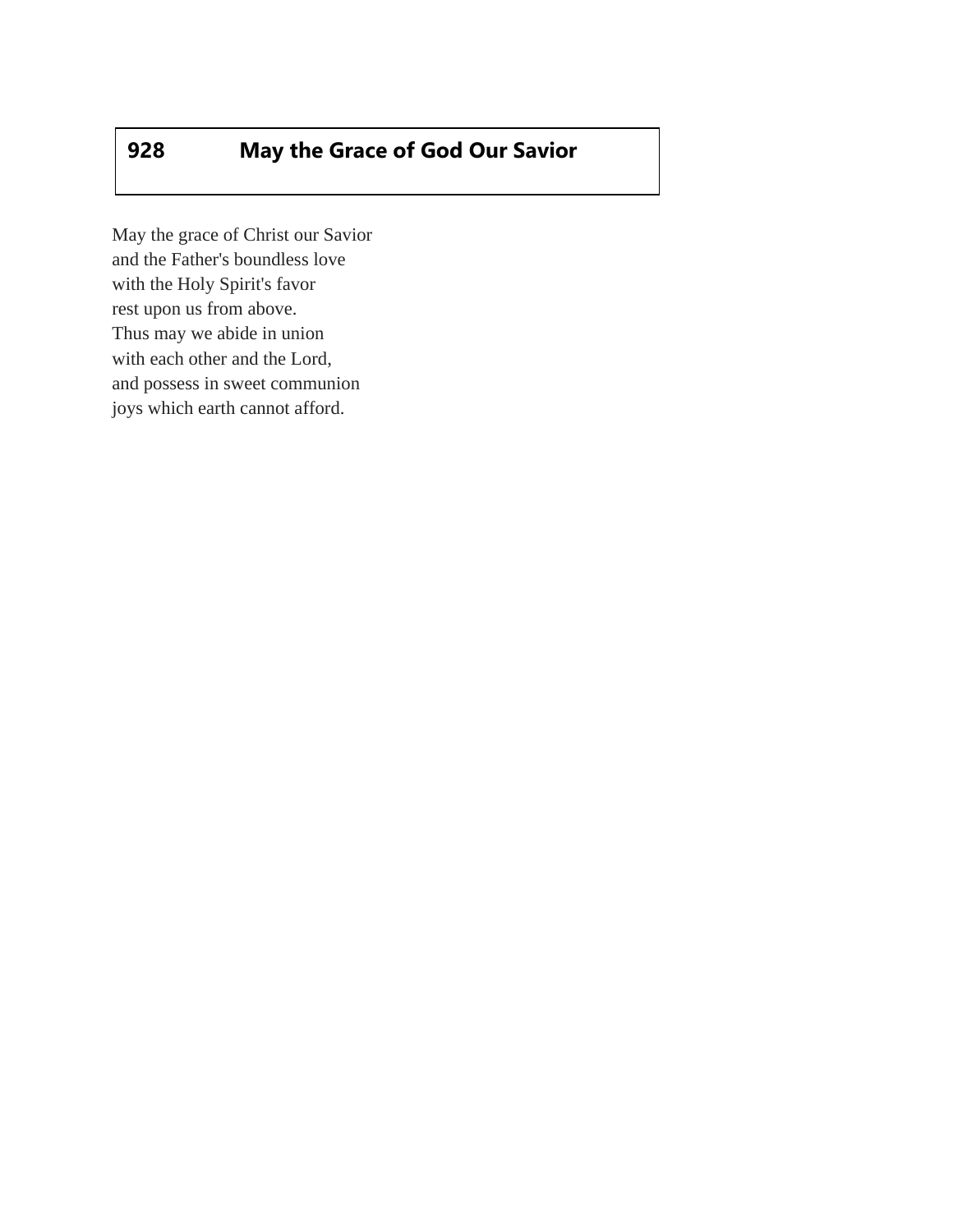## 928 May the Grace of God Our Savior

May the grace of Christ our Savior
and the Father's boundless love
with the Holy Spirit's favor
rest upon us from above.
Thus may we abide in union
with each other and the Lord,
and possess in sweet communion
joys which earth cannot afford.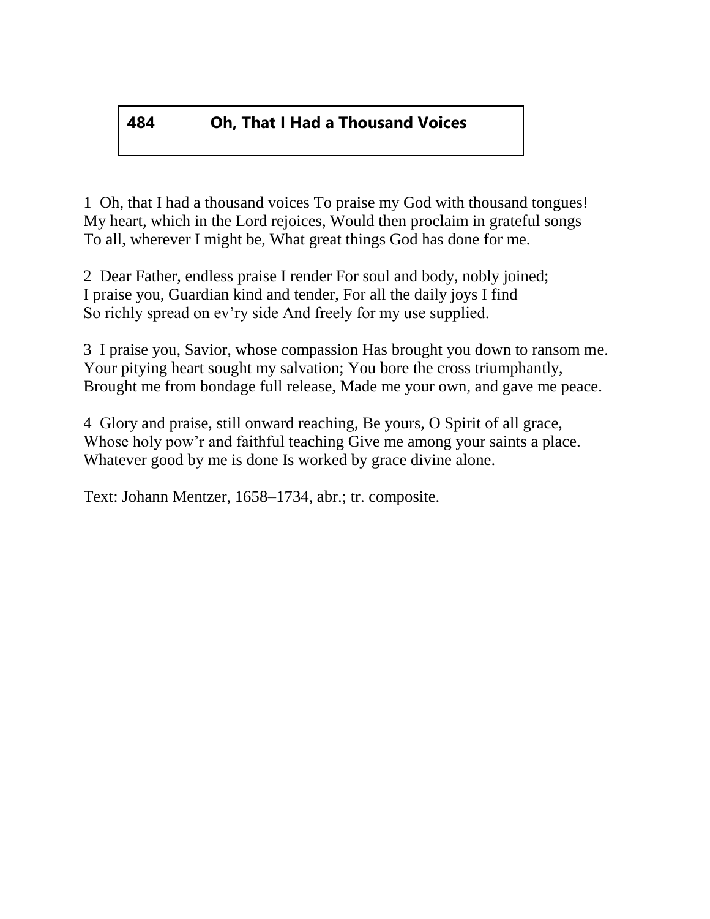## 484 Oh, That I Had a Thousand Voices

1 Oh, that I had a thousand voices To praise my God with thousand tongues!
My heart, which in the Lord rejoices, Would then proclaim in grateful songs
To all, wherever I might be, What great things God has done for me.

2 Dear Father, endless praise I render For soul and body, nobly joined;
I praise you, Guardian kind and tender, For all the daily joys I find
So richly spread on ev'ry side And freely for my use supplied.

3 I praise you, Savior, whose compassion Has brought you down to ransom me.
Your pitying heart sought my salvation; You bore the cross triumphantly,
Brought me from bondage full release, Made me your own, and gave me peace.

4 Glory and praise, still onward reaching, Be yours, O Spirit of all grace,
Whose holy pow'r and faithful teaching Give me among your saints a place.
Whatever good by me is done Is worked by grace divine alone.

Text: Johann Mentzer, 1658–1734, abr.; tr. composite.